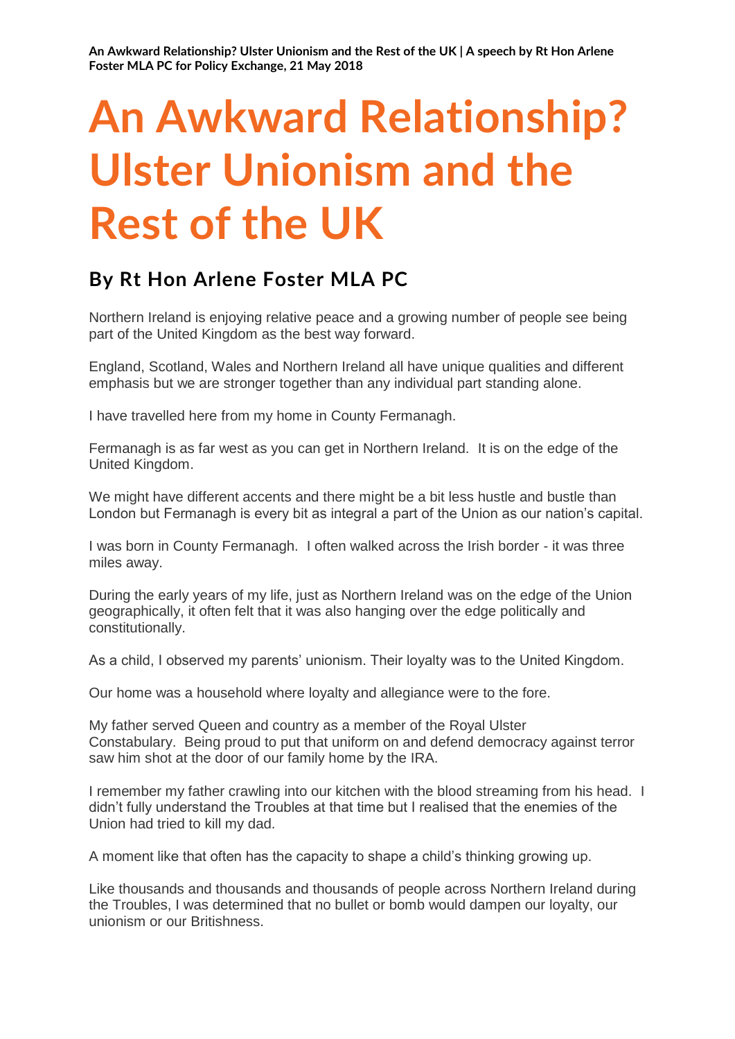# An Awkward Relationship? Ulster Unionism and the Rest of the UK

## By Rt Hon Arlene Foster MLA PC

Northern Ireland is enjoying relative peace and a growing number of people see being part of the United Kingdom as the best way forward.

England, Scotland, Wales and Northern Ireland all have unique qualities and different emphasis but we are stronger together than any individual part standing alone.

I have travelled here from my home in County Fermanagh.

Fermanagh is as far west as you can get in Northern Ireland. It is on the edge of the United Kingdom.

We might have different accents and there might be a bit less hustle and bustle than London but Fermanagh is every bit as integral a part of the Union as our nation's capital.

I was born in County Fermanagh. I often walked across the Irish border - it was three miles away.

During the early years of my life, just as Northern Ireland was on the edge of the Union geographically, it often felt that it was also hanging over the edge politically and constitutionally.

As a child, I observed my parents' unionism. Their loyalty was to the United Kingdom.

Our home was a household where loyalty and allegiance were to the fore.

My father served Queen and country as a member of the Royal Ulster Constabulary. Being proud to put that uniform on and defend democracy against terror saw him shot at the door of our family home by the IRA.

I remember my father crawling into our kitchen with the blood streaming from his head. I didn't fully understand the Troubles at that time but I realised that the enemies of the Union had tried to kill my dad.

A moment like that often has the capacity to shape a child's thinking growing up.

Like thousands and thousands and thousands of people across Northern Ireland during the Troubles, I was determined that no bullet or bomb would dampen our loyalty, our unionism or our Britishness.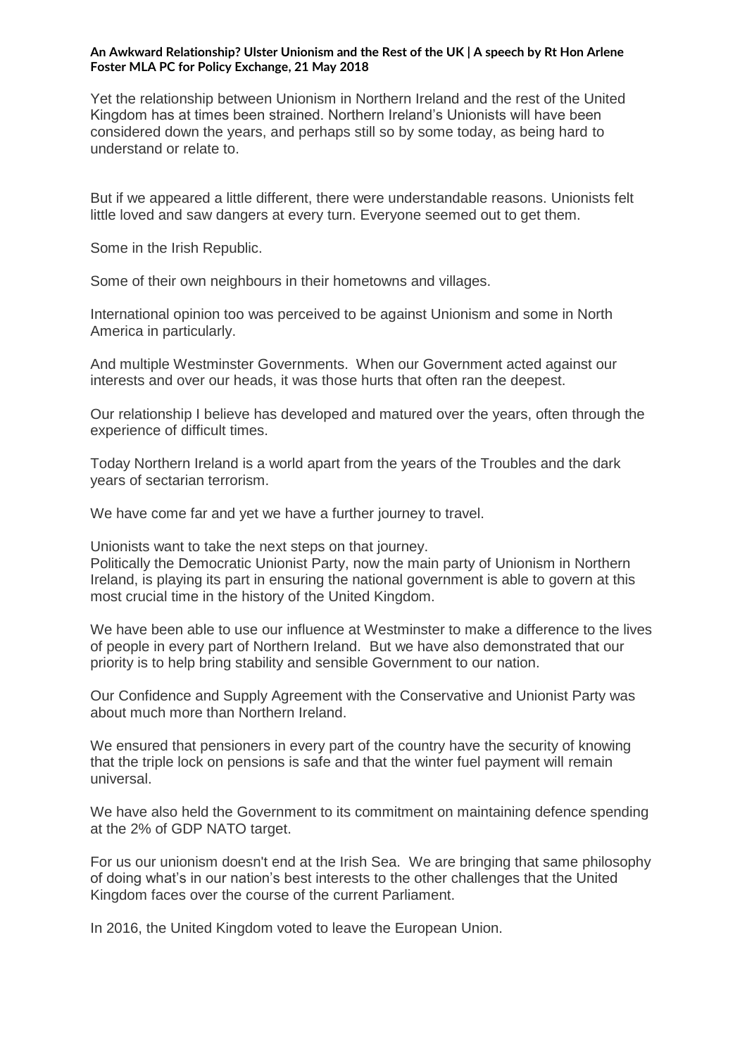Yet the relationship between Unionism in Northern Ireland and the rest of the United Kingdom has at times been strained. Northern Ireland's Unionists will have been considered down the years, and perhaps still so by some today, as being hard to understand or relate to.

But if we appeared a little different, there were understandable reasons. Unionists felt little loved and saw dangers at every turn. Everyone seemed out to get them.

Some in the Irish Republic.

Some of their own neighbours in their hometowns and villages.

International opinion too was perceived to be against Unionism and some in North America in particularly.

And multiple Westminster Governments. When our Government acted against our interests and over our heads, it was those hurts that often ran the deepest.

Our relationship I believe has developed and matured over the years, often through the experience of difficult times.

Today Northern Ireland is a world apart from the years of the Troubles and the dark years of sectarian terrorism.

We have come far and yet we have a further journey to travel.

Unionists want to take the next steps on that journey.
Politically the Democratic Unionist Party, now the main party of Unionism in Northern Ireland, is playing its part in ensuring the national government is able to govern at this most crucial time in the history of the United Kingdom.

We have been able to use our influence at Westminster to make a difference to the lives of people in every part of Northern Ireland. But we have also demonstrated that our priority is to help bring stability and sensible Government to our nation.

Our Confidence and Supply Agreement with the Conservative and Unionist Party was about much more than Northern Ireland.

We ensured that pensioners in every part of the country have the security of knowing that the triple lock on pensions is safe and that the winter fuel payment will remain universal.

We have also held the Government to its commitment on maintaining defence spending at the 2% of GDP NATO target.

For us our unionism doesn't end at the Irish Sea. We are bringing that same philosophy of doing what's in our nation's best interests to the other challenges that the United Kingdom faces over the course of the current Parliament.

In 2016, the United Kingdom voted to leave the European Union.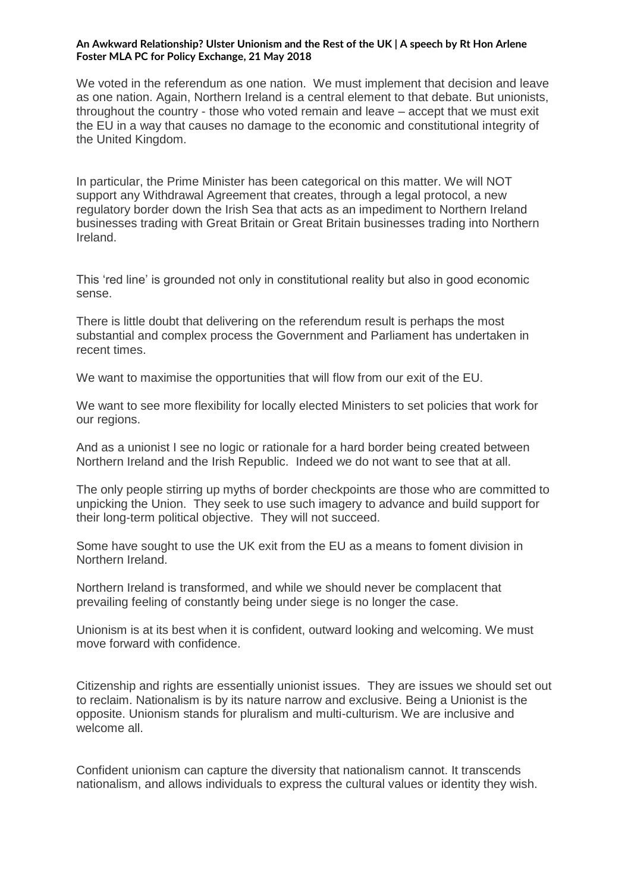We voted in the referendum as one nation. We must implement that decision and leave as one nation. Again, Northern Ireland is a central element to that debate. But unionists, throughout the country - those who voted remain and leave – accept that we must exit the EU in a way that causes no damage to the economic and constitutional integrity of the United Kingdom.

In particular, the Prime Minister has been categorical on this matter. We will NOT support any Withdrawal Agreement that creates, through a legal protocol, a new regulatory border down the Irish Sea that acts as an impediment to Northern Ireland businesses trading with Great Britain or Great Britain businesses trading into Northern Ireland.

This 'red line' is grounded not only in constitutional reality but also in good economic sense.

There is little doubt that delivering on the referendum result is perhaps the most substantial and complex process the Government and Parliament has undertaken in recent times.

We want to maximise the opportunities that will flow from our exit of the EU.

We want to see more flexibility for locally elected Ministers to set policies that work for our regions.

And as a unionist I see no logic or rationale for a hard border being created between Northern Ireland and the Irish Republic. Indeed we do not want to see that at all.

The only people stirring up myths of border checkpoints are those who are committed to unpicking the Union. They seek to use such imagery to advance and build support for their long-term political objective. They will not succeed.

Some have sought to use the UK exit from the EU as a means to foment division in Northern Ireland.

Northern Ireland is transformed, and while we should never be complacent that prevailing feeling of constantly being under siege is no longer the case.

Unionism is at its best when it is confident, outward looking and welcoming. We must move forward with confidence.

Citizenship and rights are essentially unionist issues. They are issues we should set out to reclaim. Nationalism is by its nature narrow and exclusive. Being a Unionist is the opposite. Unionism stands for pluralism and multi-culturism. We are inclusive and welcome all.

Confident unionism can capture the diversity that nationalism cannot. It transcends nationalism, and allows individuals to express the cultural values or identity they wish.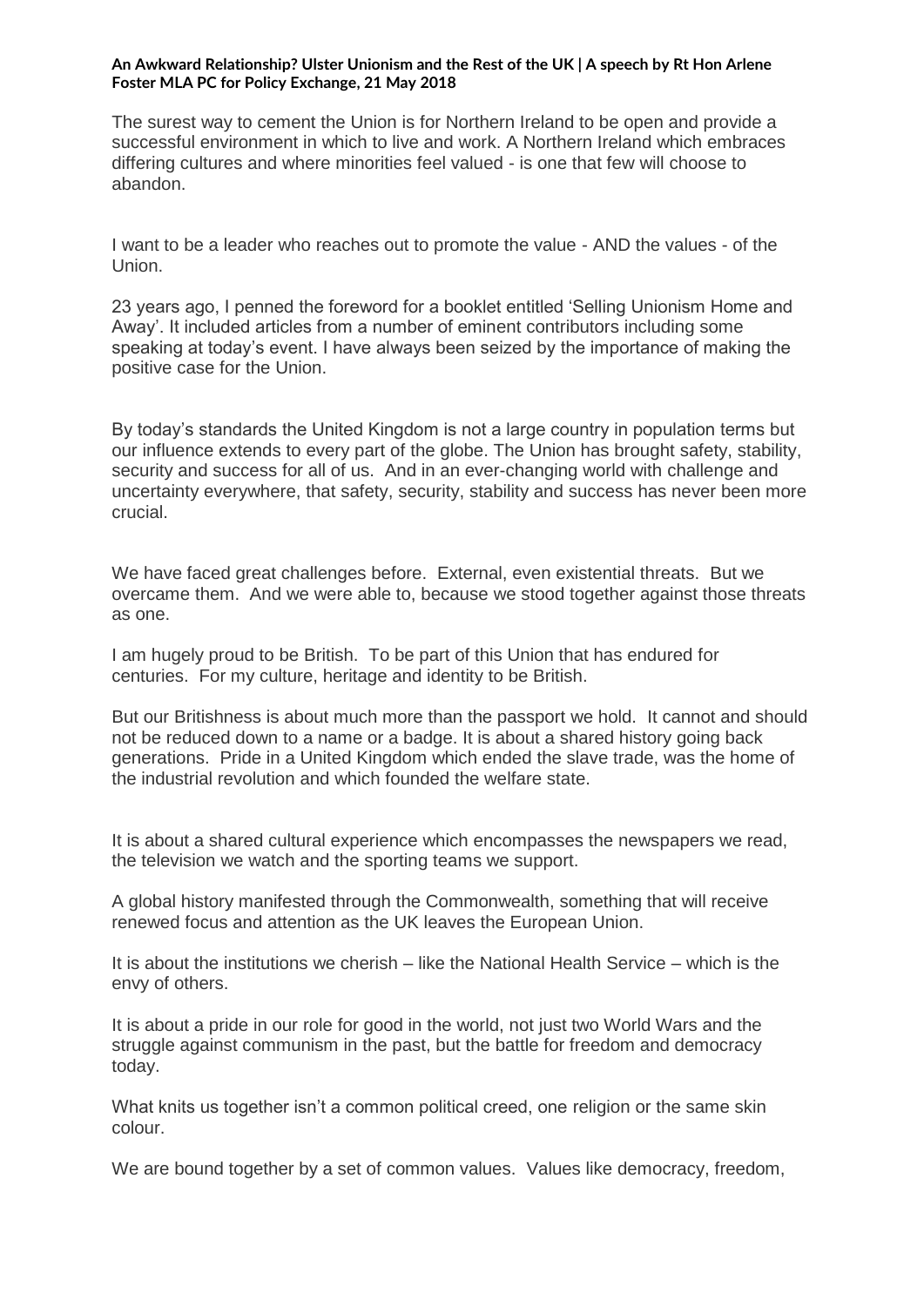The surest way to cement the Union is for Northern Ireland to be open and provide a successful environment in which to live and work. A Northern Ireland which embraces differing cultures and where minorities feel valued - is one that few will choose to abandon.

I want to be a leader who reaches out to promote the value - AND the values - of the Union.

23 years ago, I penned the foreword for a booklet entitled 'Selling Unionism Home and Away'. It included articles from a number of eminent contributors including some speaking at today's event. I have always been seized by the importance of making the positive case for the Union.

By today's standards the United Kingdom is not a large country in population terms but our influence extends to every part of the globe. The Union has brought safety, stability, security and success for all of us. And in an ever-changing world with challenge and uncertainty everywhere, that safety, security, stability and success has never been more crucial.

We have faced great challenges before. External, even existential threats. But we overcame them. And we were able to, because we stood together against those threats as one.

I am hugely proud to be British. To be part of this Union that has endured for centuries. For my culture, heritage and identity to be British.

But our Britishness is about much more than the passport we hold. It cannot and should not be reduced down to a name or a badge. It is about a shared history going back generations. Pride in a United Kingdom which ended the slave trade, was the home of the industrial revolution and which founded the welfare state.

It is about a shared cultural experience which encompasses the newspapers we read, the television we watch and the sporting teams we support.

A global history manifested through the Commonwealth, something that will receive renewed focus and attention as the UK leaves the European Union.

It is about the institutions we cherish – like the National Health Service – which is the envy of others.

It is about a pride in our role for good in the world, not just two World Wars and the struggle against communism in the past, but the battle for freedom and democracy today.

What knits us together isn't a common political creed, one religion or the same skin colour.

We are bound together by a set of common values. Values like democracy, freedom,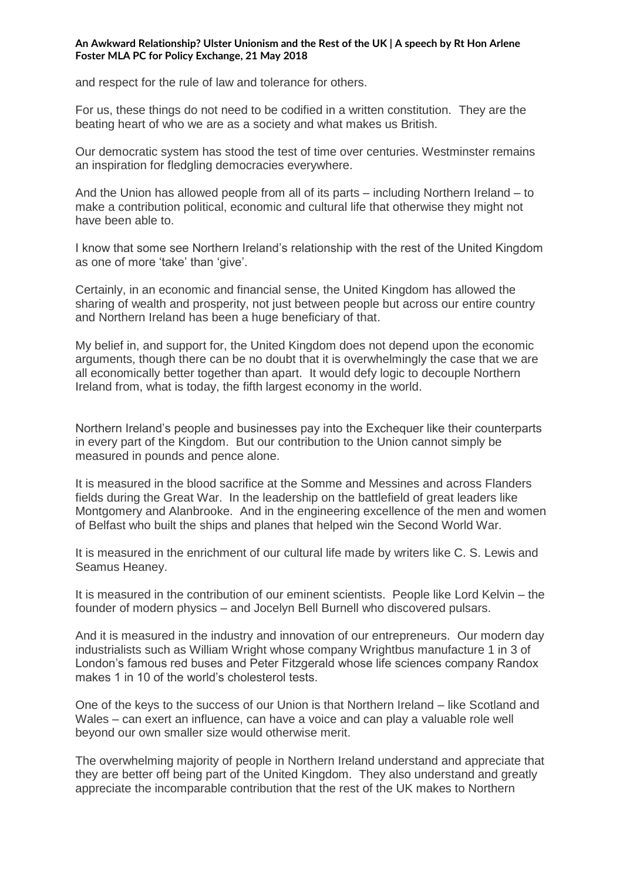and respect for the rule of law and tolerance for others.

For us, these things do not need to be codified in a written constitution. They are the beating heart of who we are as a society and what makes us British.

Our democratic system has stood the test of time over centuries. Westminster remains an inspiration for fledgling democracies everywhere.

And the Union has allowed people from all of its parts – including Northern Ireland – to make a contribution political, economic and cultural life that otherwise they might not have been able to.

I know that some see Northern Ireland's relationship with the rest of the United Kingdom as one of more 'take' than 'give'.

Certainly, in an economic and financial sense, the United Kingdom has allowed the sharing of wealth and prosperity, not just between people but across our entire country and Northern Ireland has been a huge beneficiary of that.

My belief in, and support for, the United Kingdom does not depend upon the economic arguments, though there can be no doubt that it is overwhelmingly the case that we are all economically better together than apart. It would defy logic to decouple Northern Ireland from, what is today, the fifth largest economy in the world.

Northern Ireland's people and businesses pay into the Exchequer like their counterparts in every part of the Kingdom. But our contribution to the Union cannot simply be measured in pounds and pence alone.

It is measured in the blood sacrifice at the Somme and Messines and across Flanders fields during the Great War. In the leadership on the battlefield of great leaders like Montgomery and Alanbrooke. And in the engineering excellence of the men and women of Belfast who built the ships and planes that helped win the Second World War.

It is measured in the enrichment of our cultural life made by writers like C. S. Lewis and Seamus Heaney.

It is measured in the contribution of our eminent scientists. People like Lord Kelvin – the founder of modern physics – and Jocelyn Bell Burnell who discovered pulsars.

And it is measured in the industry and innovation of our entrepreneurs. Our modern day industrialists such as William Wright whose company Wrightbus manufacture 1 in 3 of London's famous red buses and Peter Fitzgerald whose life sciences company Randox makes 1 in 10 of the world's cholesterol tests.

One of the keys to the success of our Union is that Northern Ireland – like Scotland and Wales – can exert an influence, can have a voice and can play a valuable role well beyond our own smaller size would otherwise merit.

The overwhelming majority of people in Northern Ireland understand and appreciate that they are better off being part of the United Kingdom. They also understand and greatly appreciate the incomparable contribution that the rest of the UK makes to Northern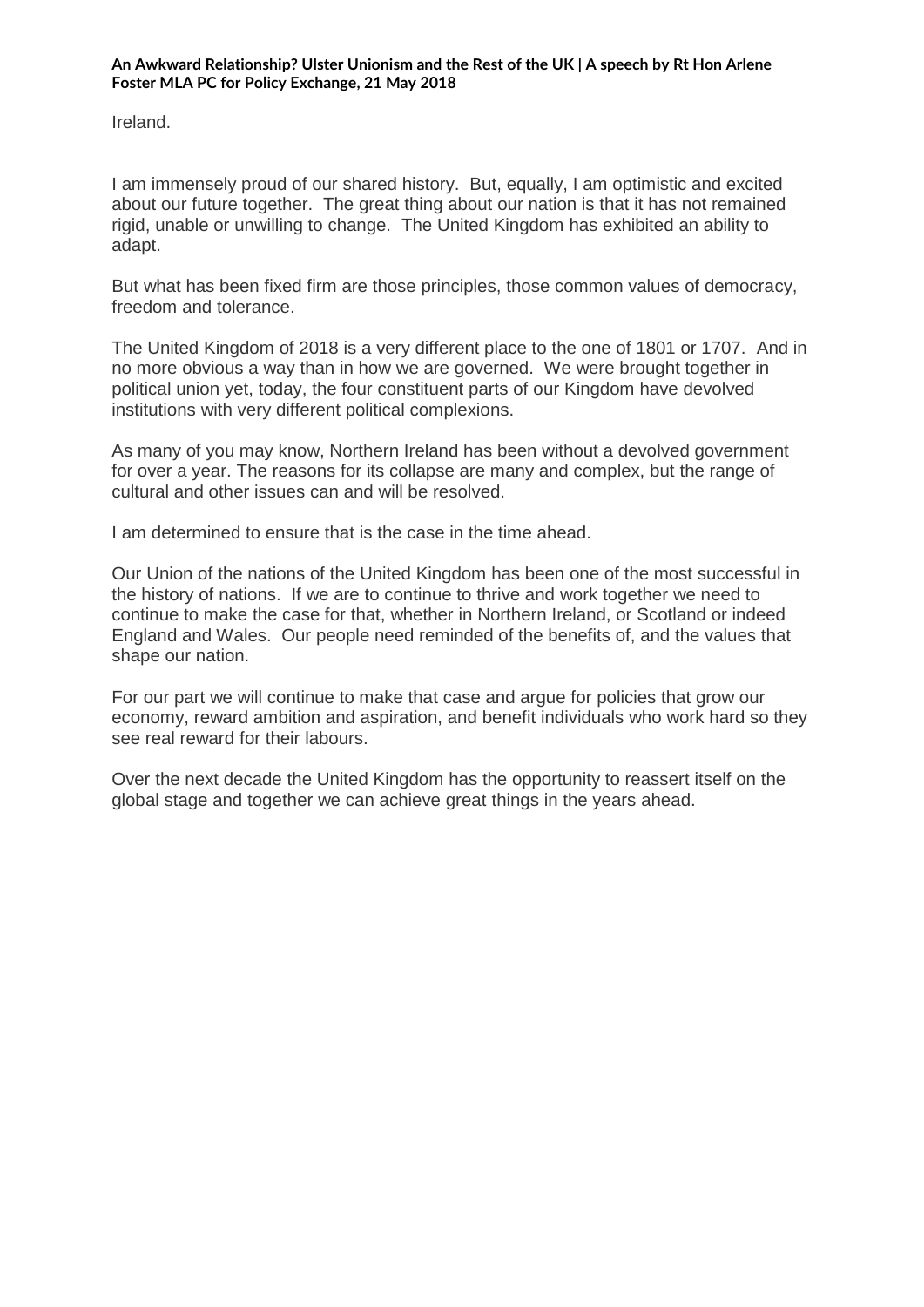Ireland.

I am immensely proud of our shared history. But, equally, I am optimistic and excited about our future together. The great thing about our nation is that it has not remained rigid, unable or unwilling to change. The United Kingdom has exhibited an ability to adapt.

But what has been fixed firm are those principles, those common values of democracy, freedom and tolerance.

The United Kingdom of 2018 is a very different place to the one of 1801 or 1707. And in no more obvious a way than in how we are governed. We were brought together in political union yet, today, the four constituent parts of our Kingdom have devolved institutions with very different political complexions.

As many of you may know, Northern Ireland has been without a devolved government for over a year. The reasons for its collapse are many and complex, but the range of cultural and other issues can and will be resolved.

I am determined to ensure that is the case in the time ahead.

Our Union of the nations of the United Kingdom has been one of the most successful in the history of nations. If we are to continue to thrive and work together we need to continue to make the case for that, whether in Northern Ireland, or Scotland or indeed England and Wales. Our people need reminded of the benefits of, and the values that shape our nation.

For our part we will continue to make that case and argue for policies that grow our economy, reward ambition and aspiration, and benefit individuals who work hard so they see real reward for their labours.

Over the next decade the United Kingdom has the opportunity to reassert itself on the global stage and together we can achieve great things in the years ahead.